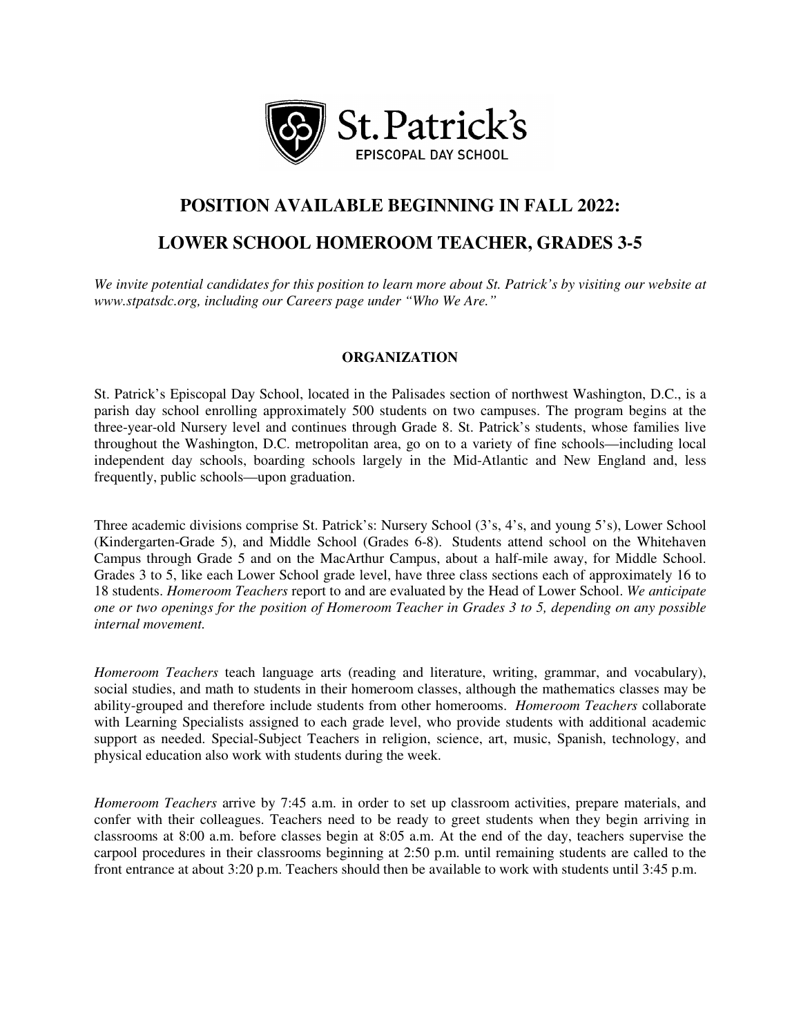St. Patrick's

EPISCOPAL DAY SCHOOL

# POSITION AVAILABLE BEGINNING IN FALL 2022:

# LOWER SCHOOL HOMEROOM TEACHER, GRADES 3-5

*We invite potential candidates for this position to learn more about St. Patrick's by visiting our website at www.stpatsdc.org, including our Careers page under "Who We Are."*

## ORGANIZATION

St. Patrick's Episcopal Day School, located in the Palisades section of northwest Washington, D.C., is a parish day school enrolling approximately 500 students on two campuses. The program begins at the three-year-old Nursery level and continues through Grade 8. St. Patrick's students, whose families live throughout the Washington, D.C. metropolitan area, go on to a variety of fine schools—including local independent day schools, boarding schools largely in the Mid-Atlantic and New England and, less frequently, public schools—upon graduation.

Three academic divisions comprise St. Patrick's: Nursery School (3's, 4's, and young 5's), Lower School (Kindergarten-Grade 5), and Middle School (Grades 6-8). Students attend school on the Whitehaven Campus through Grade 5 and on the MacArthur Campus, about a half-mile away, for Middle School. Grades 3 to 5, like each Lower School grade level, have three class sections each of approximately 16 to 18 students. *Homeroom Teachers* report to and are evaluated by the Head of Lower School. *We anticipate one or two openings for the position of Homeroom Teacher in Grades 3 to 5, depending on any possible internal movement.*

*Homeroom Teachers* teach language arts (reading and literature, writing, grammar, and vocabulary), social studies, and math to students in their homeroom classes, although the mathematics classes may be ability-grouped and therefore include students from other homerooms. *Homeroom Teachers* collaborate with Learning Specialists assigned to each grade level, who provide students with additional academic support as needed. Special-Subject Teachers in religion, science, art, music, Spanish, technology, and physical education also work with students during the week.

*Homeroom Teachers* arrive by 7:45 a.m. in order to set up classroom activities, prepare materials, and confer with their colleagues. Teachers need to be ready to greet students when they begin arriving in classrooms at 8:00 a.m. before classes begin at 8:05 a.m. At the end of the day, teachers supervise the carpool procedures in their classrooms beginning at 2:50 p.m. until remaining students are called to the front entrance at about 3:20 p.m. Teachers should then be available to work with students until 3:45 p.m.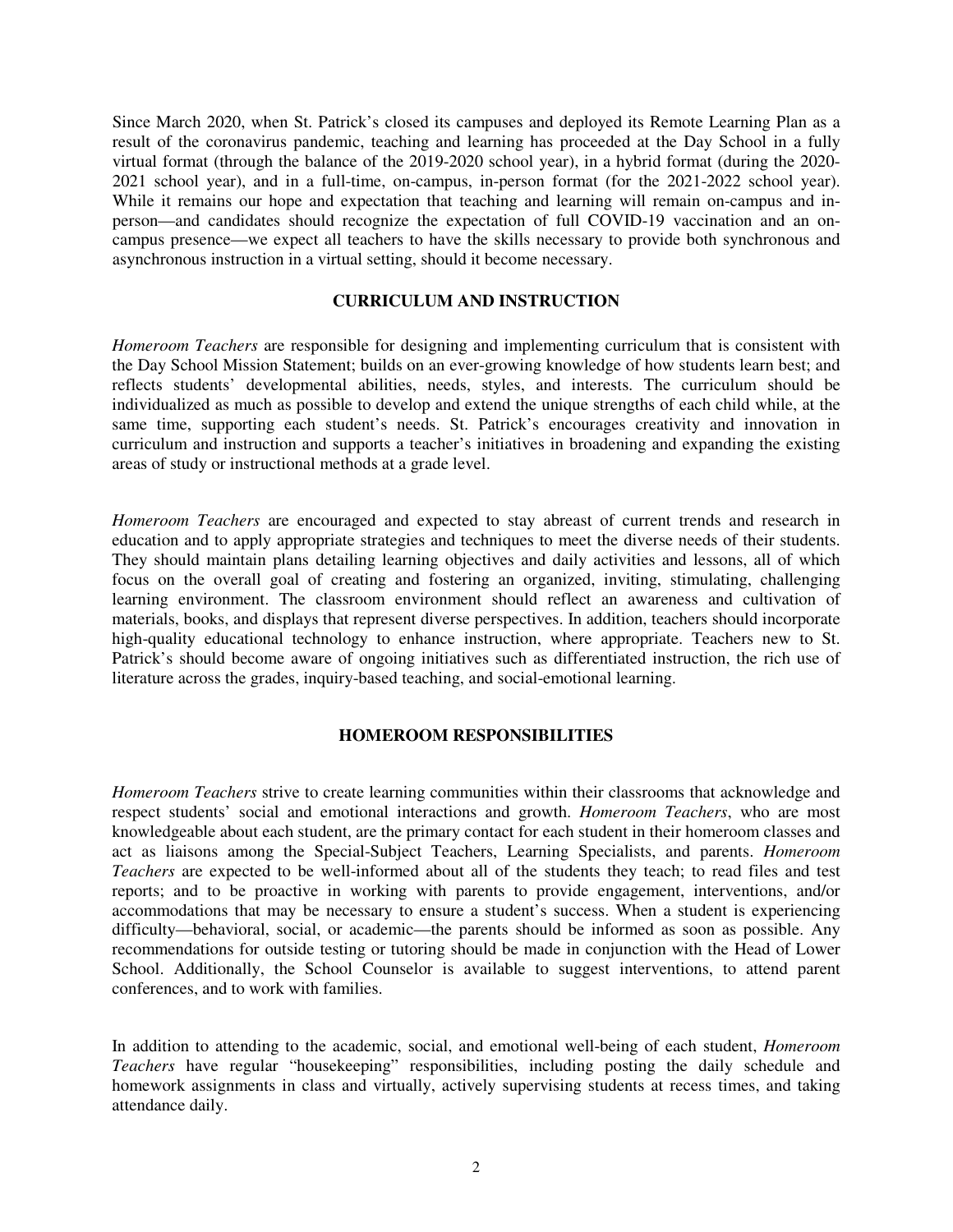Since March 2020, when St. Patrick's closed its campuses and deployed its Remote Learning Plan as a result of the coronavirus pandemic, teaching and learning has proceeded at the Day School in a fully virtual format (through the balance of the 2019-2020 school year), in a hybrid format (during the 2020-2021 school year), and in a full-time, on-campus, in-person format (for the 2021-2022 school year). While it remains our hope and expectation that teaching and learning will remain on-campus and in-person—and candidates should recognize the expectation of full COVID-19 vaccination and an on-campus presence—we expect all teachers to have the skills necessary to provide both synchronous and asynchronous instruction in a virtual setting, should it become necessary.

## CURRICULUM AND INSTRUCTION

*Homeroom Teachers* are responsible for designing and implementing curriculum that is consistent with the Day School Mission Statement; builds on an ever-growing knowledge of how students learn best; and reflects students' developmental abilities, needs, styles, and interests. The curriculum should be individualized as much as possible to develop and extend the unique strengths of each child while, at the same time, supporting each student's needs. St. Patrick's encourages creativity and innovation in curriculum and instruction and supports a teacher's initiatives in broadening and expanding the existing areas of study or instructional methods at a grade level.

*Homeroom Teachers* are encouraged and expected to stay abreast of current trends and research in education and to apply appropriate strategies and techniques to meet the diverse needs of their students. They should maintain plans detailing learning objectives and daily activities and lessons, all of which focus on the overall goal of creating and fostering an organized, inviting, stimulating, challenging learning environment. The classroom environment should reflect an awareness and cultivation of materials, books, and displays that represent diverse perspectives. In addition, teachers should incorporate high-quality educational technology to enhance instruction, where appropriate. Teachers new to St. Patrick's should become aware of ongoing initiatives such as differentiated instruction, the rich use of literature across the grades, inquiry-based teaching, and social-emotional learning.

## HOMEROOM RESPONSIBILITIES

*Homeroom Teachers* strive to create learning communities within their classrooms that acknowledge and respect students' social and emotional interactions and growth. *Homeroom Teachers*, who are most knowledgeable about each student, are the primary contact for each student in their homeroom classes and act as liaisons among the Special-Subject Teachers, Learning Specialists, and parents. *Homeroom Teachers* are expected to be well-informed about all of the students they teach; to read files and test reports; and to be proactive in working with parents to provide engagement, interventions, and/or accommodations that may be necessary to ensure a student's success. When a student is experiencing difficulty—behavioral, social, or academic—the parents should be informed as soon as possible. Any recommendations for outside testing or tutoring should be made in conjunction with the Head of Lower School. Additionally, the School Counselor is available to suggest interventions, to attend parent conferences, and to work with families.

In addition to attending to the academic, social, and emotional well-being of each student, *Homeroom Teachers* have regular "housekeeping" responsibilities, including posting the daily schedule and homework assignments in class and virtually, actively supervising students at recess times, and taking attendance daily.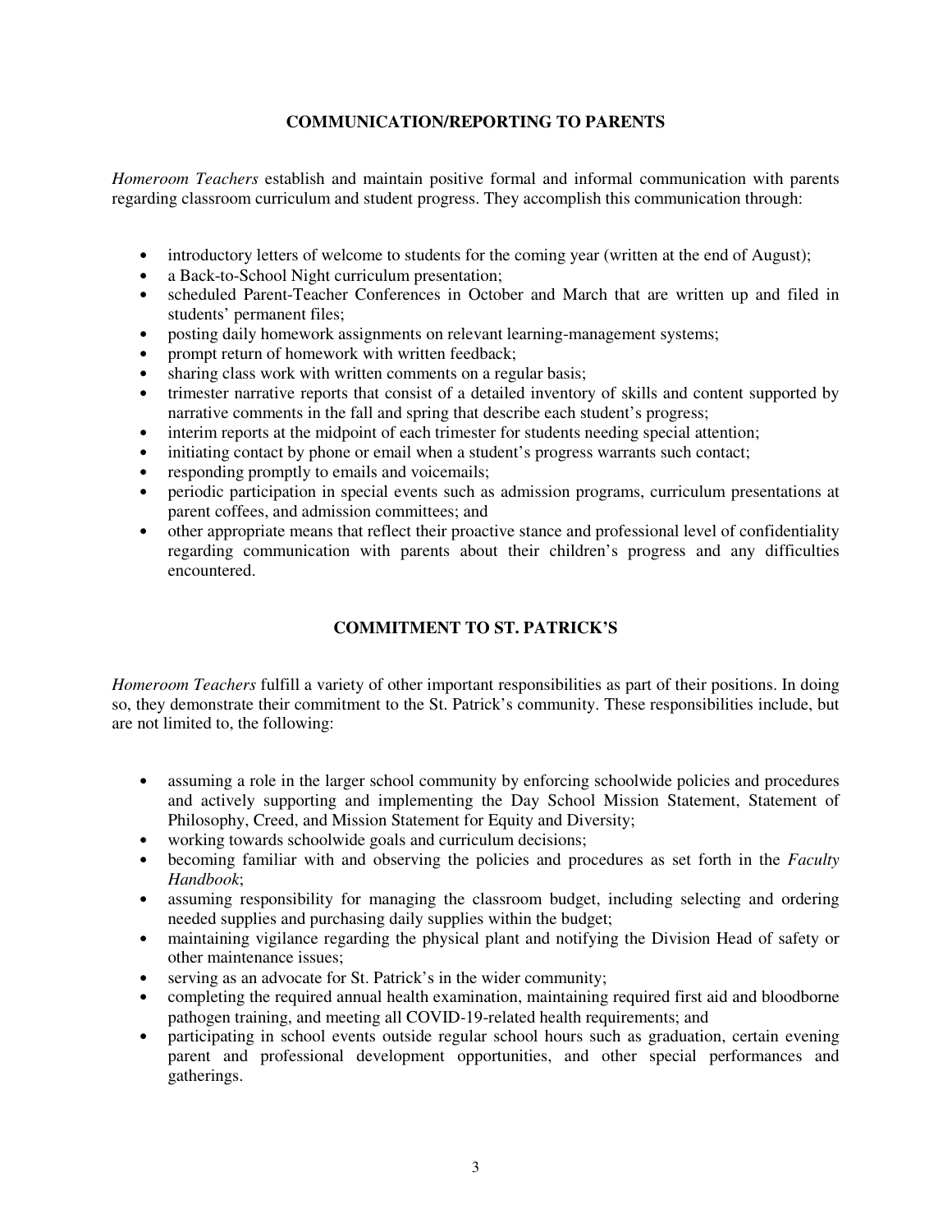## COMMUNICATION/REPORTING TO PARENTS

*Homeroom Teachers* establish and maintain positive formal and informal communication with parents regarding classroom curriculum and student progress. They accomplish this communication through:

- introductory letters of welcome to students for the coming year (written at the end of August);
- a Back-to-School Night curriculum presentation;
- scheduled Parent-Teacher Conferences in October and March that are written up and filed in students' permanent files;
- posting daily homework assignments on relevant learning-management systems;
- prompt return of homework with written feedback;
- sharing class work with written comments on a regular basis;
- trimester narrative reports that consist of a detailed inventory of skills and content supported by narrative comments in the fall and spring that describe each student's progress;
- interim reports at the midpoint of each trimester for students needing special attention;
- initiating contact by phone or email when a student's progress warrants such contact;
- responding promptly to emails and voicemails;
- periodic participation in special events such as admission programs, curriculum presentations at parent coffees, and admission committees; and
- other appropriate means that reflect their proactive stance and professional level of confidentiality regarding communication with parents about their children's progress and any difficulties encountered.

## COMMITMENT TO ST. PATRICK'S

*Homeroom Teachers* fulfill a variety of other important responsibilities as part of their positions. In doing so, they demonstrate their commitment to the St. Patrick's community. These responsibilities include, but are not limited to, the following:

- assuming a role in the larger school community by enforcing schoolwide policies and procedures and actively supporting and implementing the Day School Mission Statement, Statement of Philosophy, Creed, and Mission Statement for Equity and Diversity;
- working towards schoolwide goals and curriculum decisions;
- becoming familiar with and observing the policies and procedures as set forth in the *Faculty Handbook*;
- assuming responsibility for managing the classroom budget, including selecting and ordering needed supplies and purchasing daily supplies within the budget;
- maintaining vigilance regarding the physical plant and notifying the Division Head of safety or other maintenance issues;
- serving as an advocate for St. Patrick's in the wider community;
- completing the required annual health examination, maintaining required first aid and bloodborne pathogen training, and meeting all COVID-19-related health requirements; and
- participating in school events outside regular school hours such as graduation, certain evening parent and professional development opportunities, and other special performances and gatherings.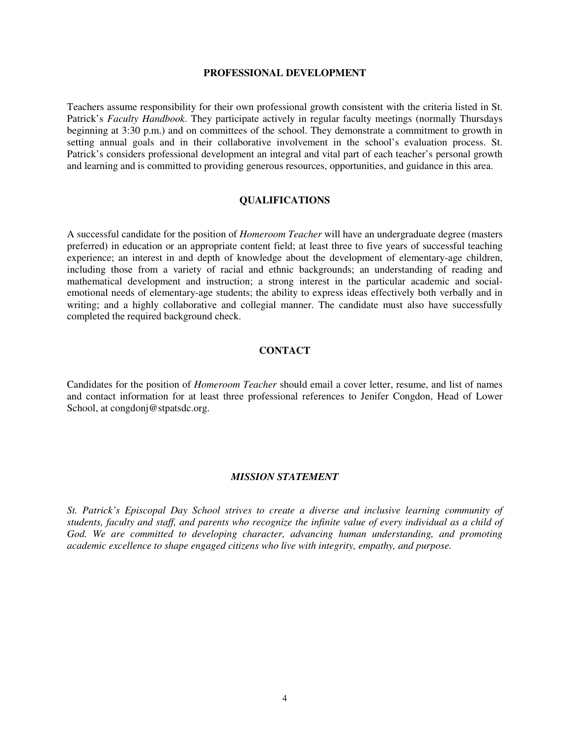## PROFESSIONAL DEVELOPMENT

Teachers assume responsibility for their own professional growth consistent with the criteria listed in St. Patrick's *Faculty Handbook*. They participate actively in regular faculty meetings (normally Thursdays beginning at 3:30 p.m.) and on committees of the school. They demonstrate a commitment to growth in setting annual goals and in their collaborative involvement in the school's evaluation process. St. Patrick's considers professional development an integral and vital part of each teacher's personal growth and learning and is committed to providing generous resources, opportunities, and guidance in this area.

## QUALIFICATIONS

A successful candidate for the position of *Homeroom Teacher* will have an undergraduate degree (masters preferred) in education or an appropriate content field; at least three to five years of successful teaching experience; an interest in and depth of knowledge about the development of elementary-age children, including those from a variety of racial and ethnic backgrounds; an understanding of reading and mathematical development and instruction; a strong interest in the particular academic and social-emotional needs of elementary-age students; the ability to express ideas effectively both verbally and in writing; and a highly collaborative and collegial manner. The candidate must also have successfully completed the required background check.

## CONTACT

Candidates for the position of *Homeroom Teacher* should email a cover letter, resume, and list of names and contact information for at least three professional references to Jenifer Congdon, Head of Lower School, at congdonj@stpatsdc.org.

## *MISSION STATEMENT*

*St. Patrick's Episcopal Day School strives to create a diverse and inclusive learning community of students, faculty and staff, and parents who recognize the infinite value of every individual as a child of God. We are committed to developing character, advancing human understanding, and promoting academic excellence to shape engaged citizens who live with integrity, empathy, and purpose.*